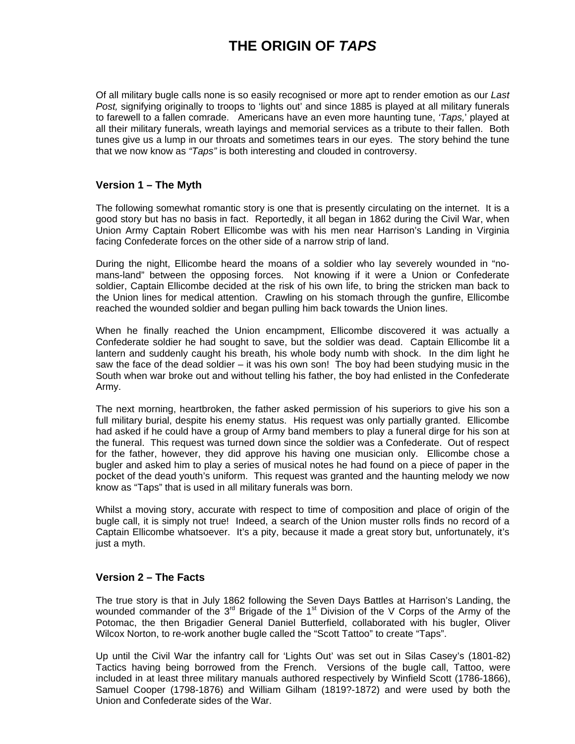# THE ORIGIN OF *TAPS*

Of all military bugle calls none is so easily recognised or more apt to render emotion as our *Last Post,* signifying originally to troops to 'lights out' and since 1885 is played at all military funerals to farewell to a fallen comrade. Americans have an even more haunting tune, *'Taps,*' played at all their military funerals, wreath layings and memorial services as a tribute to their fallen. Both tunes give us a lump in our throats and sometimes tears in our eyes. The story behind the tune that we now know as *"Taps"* is both interesting and clouded in controversy.

### Version 1 – The Myth

The following somewhat romantic story is one that is presently circulating on the internet. It is a good story but has no basis in fact. Reportedly, it all began in 1862 during the Civil War, when Union Army Captain Robert Ellicombe was with his men near Harrison's Landing in Virginia facing Confederate forces on the other side of a narrow strip of land.

During the night, Ellicombe heard the moans of a soldier who lay severely wounded in "no-mans-land" between the opposing forces. Not knowing if it were a Union or Confederate soldier, Captain Ellicombe decided at the risk of his own life, to bring the stricken man back to the Union lines for medical attention. Crawling on his stomach through the gunfire, Ellicombe reached the wounded soldier and began pulling him back towards the Union lines.

When he finally reached the Union encampment, Ellicombe discovered it was actually a Confederate soldier he had sought to save, but the soldier was dead. Captain Ellicombe lit a lantern and suddenly caught his breath, his whole body numb with shock. In the dim light he saw the face of the dead soldier – it was his own son! The boy had been studying music in the South when war broke out and without telling his father, the boy had enlisted in the Confederate Army.

The next morning, heartbroken, the father asked permission of his superiors to give his son a full military burial, despite his enemy status. His request was only partially granted. Ellicombe had asked if he could have a group of Army band members to play a funeral dirge for his son at the funeral. This request was turned down since the soldier was a Confederate. Out of respect for the father, however, they did approve his having one musician only. Ellicombe chose a bugler and asked him to play a series of musical notes he had found on a piece of paper in the pocket of the dead youth's uniform. This request was granted and the haunting melody we now know as "Taps" that is used in all military funerals was born.

Whilst a moving story, accurate with respect to time of composition and place of origin of the bugle call, it is simply not true! Indeed, a search of the Union muster rolls finds no record of a Captain Ellicombe whatsoever. It's a pity, because it made a great story but, unfortunately, it's just a myth.

### Version 2 – The Facts

The true story is that in July 1862 following the Seven Days Battles at Harrison's Landing, the wounded commander of the 3rd Brigade of the 1st Division of the V Corps of the Army of the Potomac, the then Brigadier General Daniel Butterfield, collaborated with his bugler, Oliver Wilcox Norton, to re-work another bugle called the "Scott Tattoo" to create "Taps".

Up until the Civil War the infantry call for 'Lights Out' was set out in Silas Casey's (1801-82) Tactics having being borrowed from the French. Versions of the bugle call, Tattoo, were included in at least three military manuals authored respectively by Winfield Scott (1786-1866), Samuel Cooper (1798-1876) and William Gilham (1819?-1872) and were used by both the Union and Confederate sides of the War.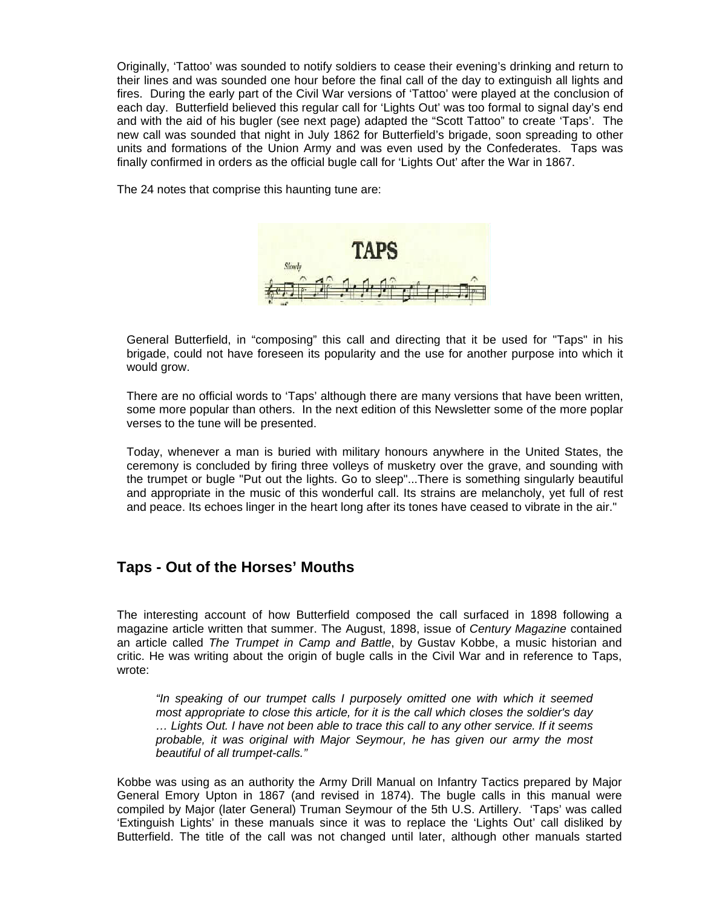Originally, 'Tattoo' was sounded to notify soldiers to cease their evening's drinking and return to their lines and was sounded one hour before the final call of the day to extinguish all lights and fires. During the early part of the Civil War versions of 'Tattoo' were played at the conclusion of each day. Butterfield believed this regular call for 'Lights Out' was too formal to signal day's end and with the aid of his bugler (see next page) adapted the "Scott Tattoo" to create 'Taps'. The new call was sounded that night in July 1862 for Butterfield's brigade, soon spreading to other units and formations of the Union Army and was even used by the Confederates. Taps was finally confirmed in orders as the official bugle call for 'Lights Out' after the War in 1867.

The 24 notes that comprise this haunting tune are:

General Butterfield, in "composing" this call and directing that it be used for "Taps" in his brigade, could not have foreseen its popularity and the use for another purpose into which it would grow.

There are no official words to 'Taps' although there are many versions that have been written, some more popular than others. In the next edition of this Newsletter some of the more poplar verses to the tune will be presented.

Today, whenever a man is buried with military honours anywhere in the United States, the ceremony is concluded by firing three volleys of musketry over the grave, and sounding with the trumpet or bugle "Put out the lights. Go to sleep"...There is something singularly beautiful and appropriate in the music of this wonderful call. Its strains are melancholy, yet full of rest and peace. Its echoes linger in the heart long after its tones have ceased to vibrate in the air."

## Taps - Out of the Horses' Mouths

The interesting account of how Butterfield composed the call surfaced in 1898 following a magazine article written that summer. The August, 1898, issue of *Century Magazine* contained an article called *The Trumpet in Camp and Battle*, by Gustav Kobbe, a music historian and critic. He was writing about the origin of bugle calls in the Civil War and in reference to Taps, wrote:

> *"In speaking of our trumpet calls I purposely omitted one with which it seemed most appropriate to close this article, for it is the call which closes the soldier's day … Lights Out. I have not been able to trace this call to any other service. If it seems probable, it was original with Major Seymour, he has given our army the most beautiful of all trumpet-calls."*

Kobbe was using as an authority the Army Drill Manual on Infantry Tactics prepared by Major General Emory Upton in 1867 (and revised in 1874). The bugle calls in this manual were compiled by Major (later General) Truman Seymour of the 5th U.S. Artillery. 'Taps' was called 'Extinguish Lights' in these manuals since it was to replace the 'Lights Out' call disliked by Butterfield. The title of the call was not changed until later, although other manuals started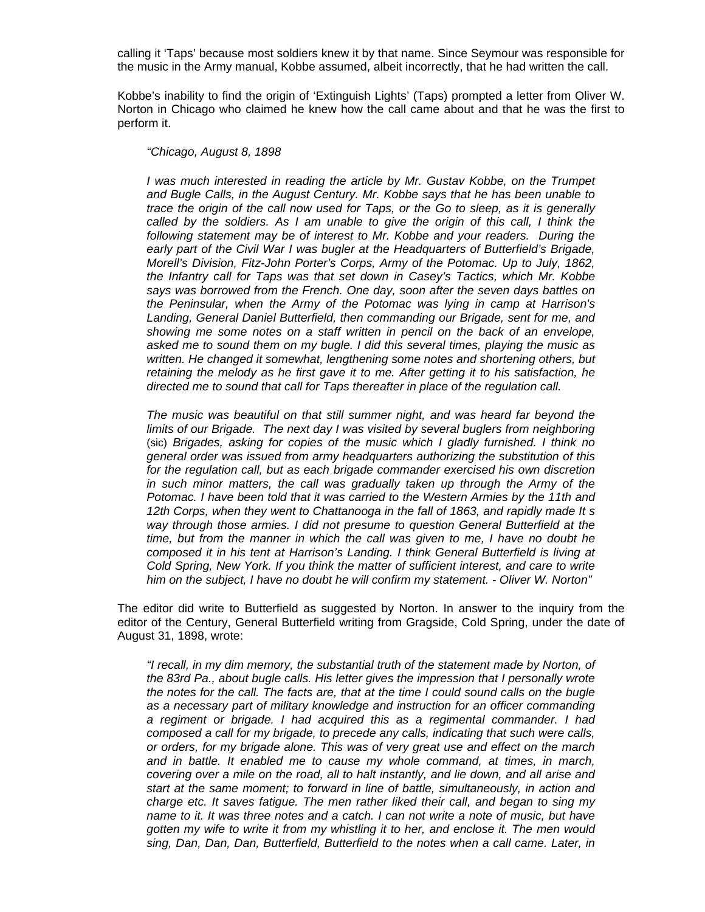calling it 'Taps' because most soldiers knew it by that name. Since Seymour was responsible for the music in the Army manual, Kobbe assumed, albeit incorrectly, that he had written the call.

Kobbe's inability to find the origin of 'Extinguish Lights' (Taps) prompted a letter from Oliver W. Norton in Chicago who claimed he knew how the call came about and that he was the first to perform it.

> *"Chicago, August 8, 1898*
>
> *I was much interested in reading the article by Mr. Gustav Kobbe, on the Trumpet and Bugle Calls, in the August Century. Mr. Kobbe says that he has been unable to trace the origin of the call now used for Taps, or the Go to sleep, as it is generally called by the soldiers. As I am unable to give the origin of this call, I think the following statement may be of interest to Mr. Kobbe and your readers. During the early part of the Civil War I was bugler at the Headquarters of Butterfield's Brigade, Morell's Division, Fitz-John Porter's Corps, Army of the Potomac. Up to July, 1862, the Infantry call for Taps was that set down in Casey's Tactics, which Mr. Kobbe says was borrowed from the French. One day, soon after the seven days battles on the Peninsular, when the Army of the Potomac was lying in camp at Harrison's Landing, General Daniel Butterfield, then commanding our Brigade, sent for me, and showing me some notes on a staff written in pencil on the back of an envelope, asked me to sound them on my bugle. I did this several times, playing the music as written. He changed it somewhat, lengthening some notes and shortening others, but retaining the melody as he first gave it to me. After getting it to his satisfaction, he directed me to sound that call for Taps thereafter in place of the regulation call.*
>
> *The music was beautiful on that still summer night, and was heard far beyond the limits of our Brigade. The next day I was visited by several buglers from neighboring* (sic) *Brigades, asking for copies of the music which I gladly furnished. I think no general order was issued from army headquarters authorizing the substitution of this for the regulation call, but as each brigade commander exercised his own discretion in such minor matters, the call was gradually taken up through the Army of the Potomac. I have been told that it was carried to the Western Armies by the 11th and 12th Corps, when they went to Chattanooga in the fall of 1863, and rapidly made It s way through those armies. I did not presume to question General Butterfield at the time, but from the manner in which the call was given to me, I have no doubt he composed it in his tent at Harrison's Landing. I think General Butterfield is living at Cold Spring, New York. If you think the matter of sufficient interest, and care to write him on the subject, I have no doubt he will confirm my statement. - Oliver W. Norton"*

The editor did write to Butterfield as suggested by Norton. In answer to the inquiry from the editor of the Century, General Butterfield writing from Gragside, Cold Spring, under the date of August 31, 1898, wrote:

> *"I recall, in my dim memory, the substantial truth of the statement made by Norton, of the 83rd Pa., about bugle calls. His letter gives the impression that I personally wrote the notes for the call. The facts are, that at the time I could sound calls on the bugle as a necessary part of military knowledge and instruction for an officer commanding a regiment or brigade. I had acquired this as a regimental commander. I had composed a call for my brigade, to precede any calls, indicating that such were calls, or orders, for my brigade alone. This was of very great use and effect on the march and in battle. It enabled me to cause my whole command, at times, in march, covering over a mile on the road, all to halt instantly, and lie down, and all arise and start at the same moment; to forward in line of battle, simultaneously, in action and charge etc. It saves fatigue. The men rather liked their call, and began to sing my name to it. It was three notes and a catch. I can not write a note of music, but have gotten my wife to write it from my whistling it to her, and enclose it. The men would sing, Dan, Dan, Dan, Butterfield, Butterfield to the notes when a call came. Later, in*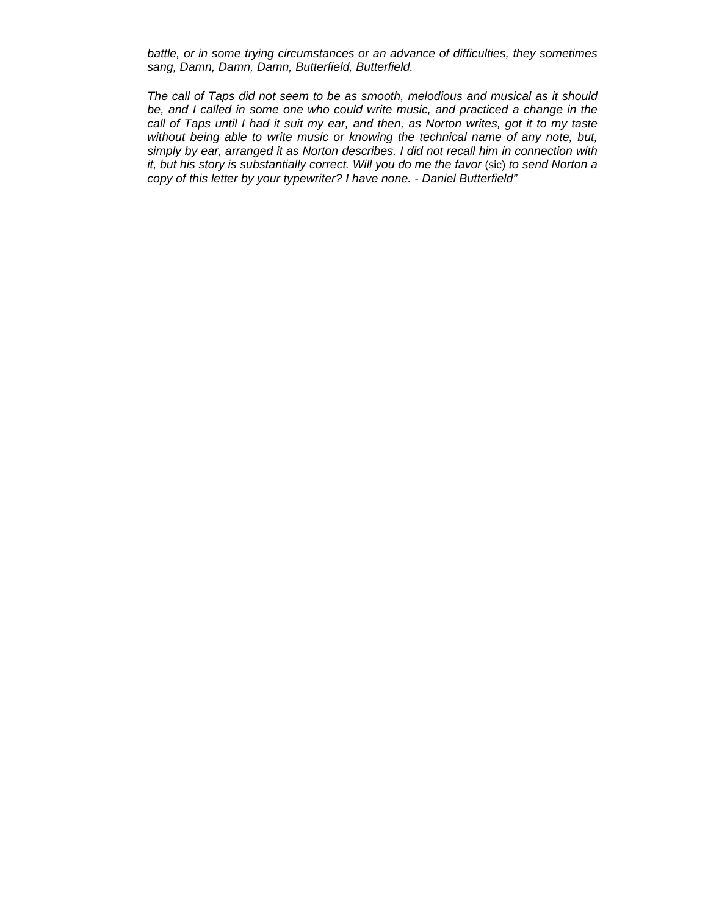*battle, or in some trying circumstances or an advance of difficulties, they sometimes sang, Damn, Damn, Damn, Butterfield, Butterfield.*

*The call of Taps did not seem to be as smooth, melodious and musical as it should be, and I called in some one who could write music, and practiced a change in the call of Taps until I had it suit my ear, and then, as Norton writes, got it to my taste without being able to write music or knowing the technical name of any note, but, simply by ear, arranged it as Norton describes. I did not recall him in connection with it, but his story is substantially correct. Will you do me the favor* (sic) *to send Norton a copy of this letter by your typewriter? I have none. - Daniel Butterfield"*